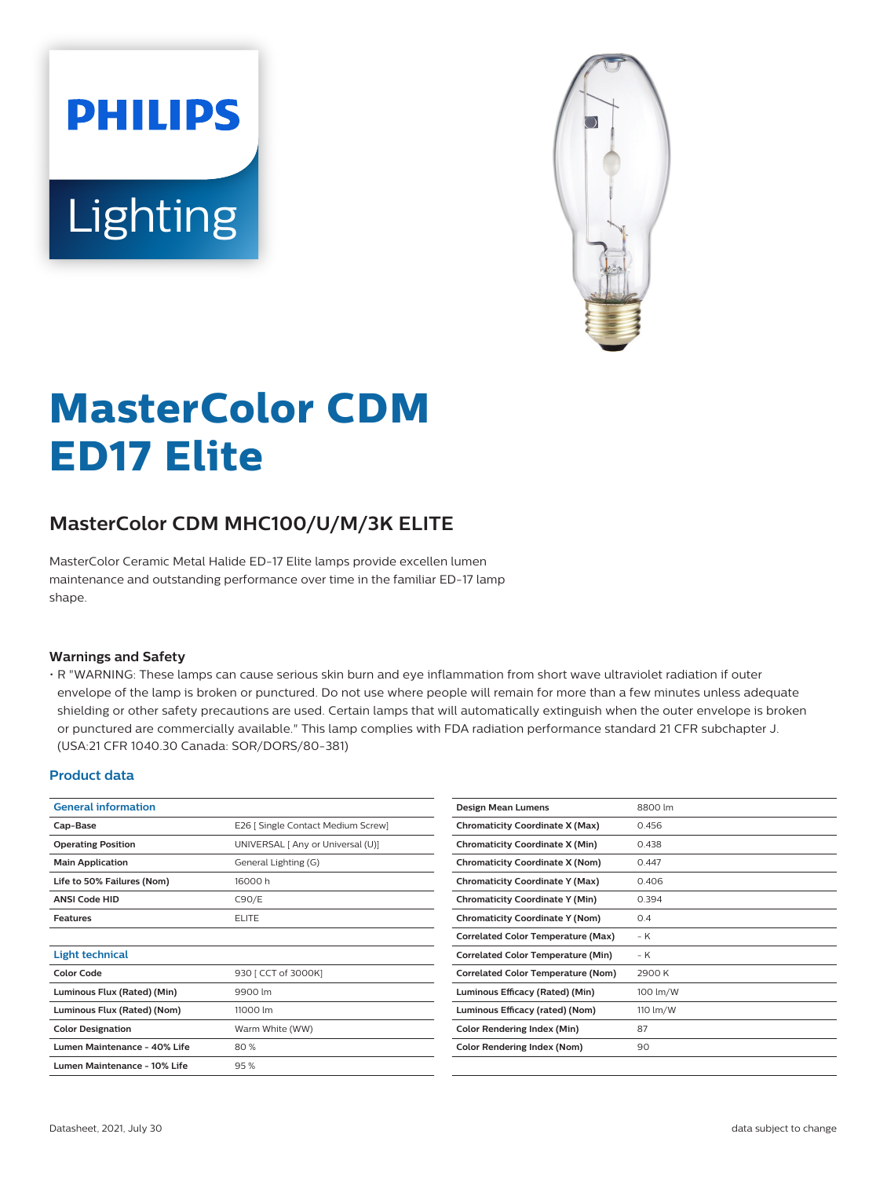PHILIPS

Lighting

# MasterColor CDM ED17 Elite

## MasterColor CDM MHC100/U/M/3K ELITE

MasterColor Ceramic Metal Halide ED-17 Elite lamps provide excellen lumen maintenance and outstanding performance over time in the familiar ED-17 lamp shape.

### Warnings and Safety

- R "WARNING: These lamps can cause serious skin burn and eye inflammation from short wave ultraviolet radiation if outer envelope of the lamp is broken or punctured. Do not use where people will remain for more than a few minutes unless adequate shielding or other safety precautions are used. Certain lamps that will automatically extinguish when the outer envelope is broken or punctured are commercially available." This lamp complies with FDA radiation performance standard 21 CFR subchapter J. (USA:21 CFR 1040.30 Canada: SOR/DORS/80-381)

### Product data

| General information | |
|---|---|
| Cap-Base | E26 [ Single Contact Medium Screw] |
| Operating Position | UNIVERSAL [ Any or Universal (U)] |
| Main Application | General Lighting (G) |
| Life to 50% Failures (Nom) | 16000 h |
| ANSI Code HID | C90/E |
| Features | ELITE |

| Light technical | |
|---|---|
| Color Code | 930 [ CCT of 3000K] |
| Luminous Flux (Rated) (Min) | 9900 lm |
| Luminous Flux (Rated) (Nom) | 11000 lm |
| Color Designation | Warm White (WW) |
| Lumen Maintenance - 40% Life | 80 % |
| Lumen Maintenance - 10% Life | 95 % |
| Design Mean Lumens | 8800 lm |
| Chromaticity Coordinate X (Max) | 0.456 |
| Chromaticity Coordinate X (Min) | 0.438 |
| Chromaticity Coordinate X (Nom) | 0.447 |
| Chromaticity Coordinate Y (Max) | 0.406 |
| Chromaticity Coordinate Y (Min) | 0.394 |
| Chromaticity Coordinate Y (Nom) | 0.4 |
| Correlated Color Temperature (Max) | - K |
| Correlated Color Temperature (Min) | - K |
| Correlated Color Temperature (Nom) | 2900 K |
| Luminous Efficacy (Rated) (Min) | 100 lm/W |
| Luminous Efficacy (rated) (Nom) | 110 lm/W |
| Color Rendering Index (Min) | 87 |
| Color Rendering Index (Nom) | 90 |

Datasheet, 2021, July 30 data subject to change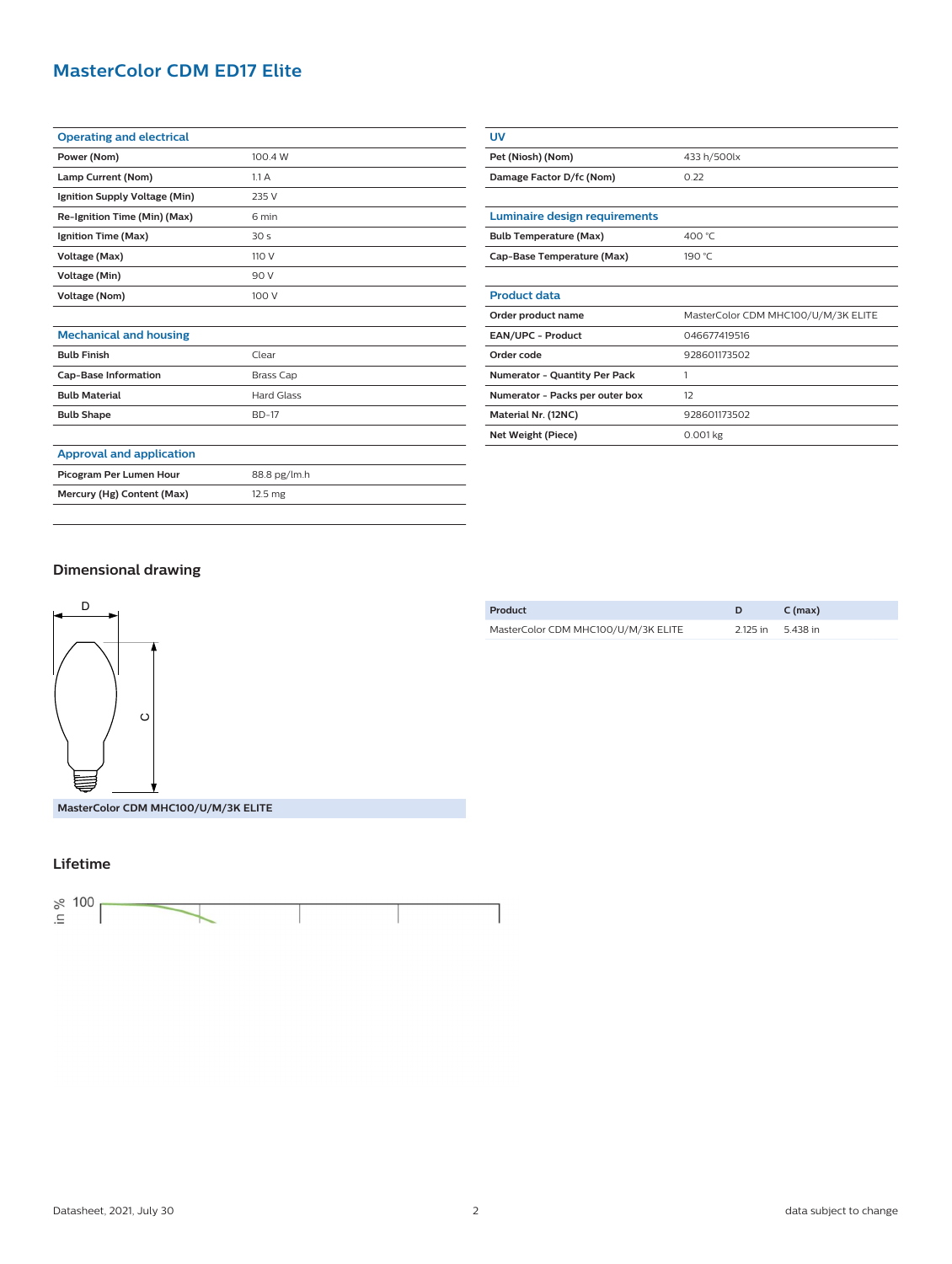# MasterColor CDM ED17 Elite

| Operating and electrical | |
|---|---|
| Power (Nom) | 100.4 W |
| Lamp Current (Nom) | 1.1 A |
| Ignition Supply Voltage (Min) | 235 V |
| Re-Ignition Time (Min) (Max) | 6 min |
| Ignition Time (Max) | 30 s |
| Voltage (Max) | 110 V |
| Voltage (Min) | 90 V |
| Voltage (Nom) | 100 V |

| Mechanical and housing | |
|---|---|
| Bulb Finish | Clear |
| Cap-Base Information | Brass Cap |
| Bulb Material | Hard Glass |
| Bulb Shape | BD-17 |

| Approval and application | |
|---|---|
| Picogram Per Lumen Hour | 88.8 pg/lm.h |
| Mercury (Hg) Content (Max) | 12.5 mg |

| UV | |
|---|---|
| Pet (Niosh) (Nom) | 433 h/500lx |
| Damage Factor D/fc (Nom) | 0.22 |

| Luminaire design requirements | |
|---|---|
| Bulb Temperature (Max) | 400 °C |
| Cap-Base Temperature (Max) | 190 °C |

| Product data | |
|---|---|
| Order product name | MasterColor CDM MHC100/U/M/3K ELITE |
| EAN/UPC - Product | 046677419516 |
| Order code | 928601173502 |
| Numerator - Quantity Per Pack | 1 |
| Numerator - Packs per outer box | 12 |
| Material Nr. (12NC) | 928601173502 |
| Net Weight (Piece) | 0.001 kg |

## Dimensional drawing

MasterColor CDM MHC100/U/M/3K ELITE

| Product | D | C (max) |
|---|---|---|
| MasterColor CDM MHC100/U/M/3K ELITE | 2.125 in | 5.438 in |

## Lifetime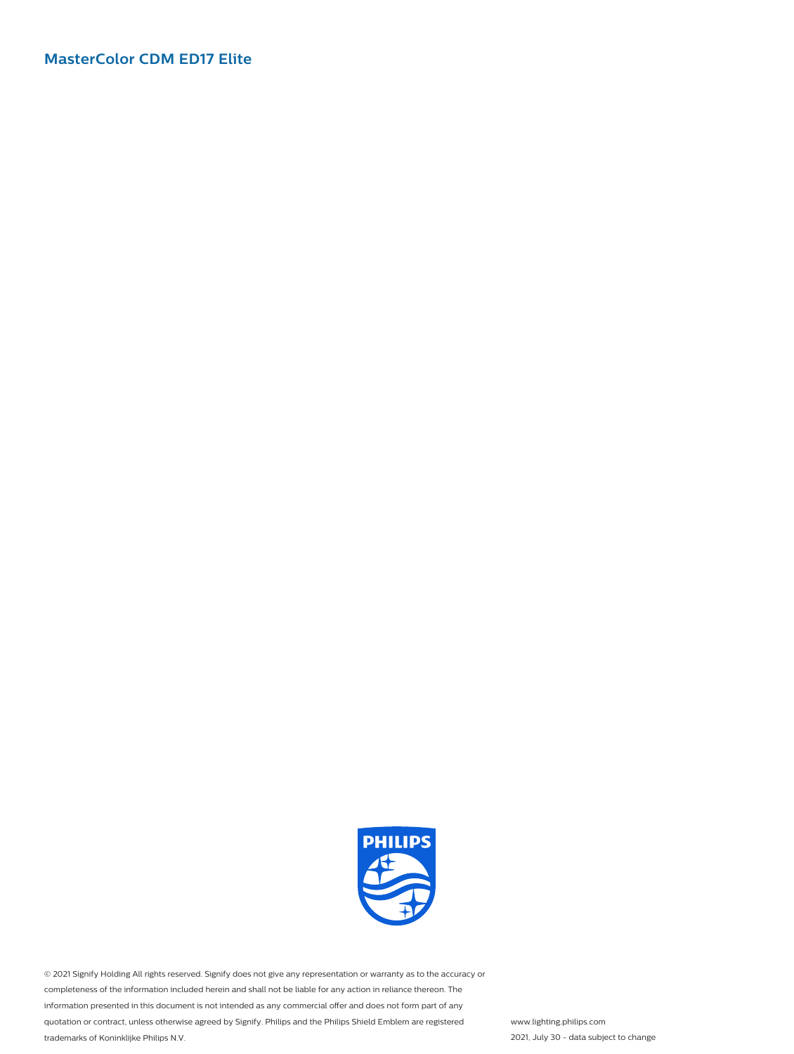© 2021 Signify Holding All rights reserved. Signify does not give any representation or warranty as to the accuracy or completeness of the information included herein and shall not be liable for any action in reliance thereon. The information presented in this document is not intended as any commercial offer and does not form part of any quotation or contract, unless otherwise agreed by Signify. Philips and the Philips Shield Emblem are registered trademarks of Koninklijke Philips N.V.